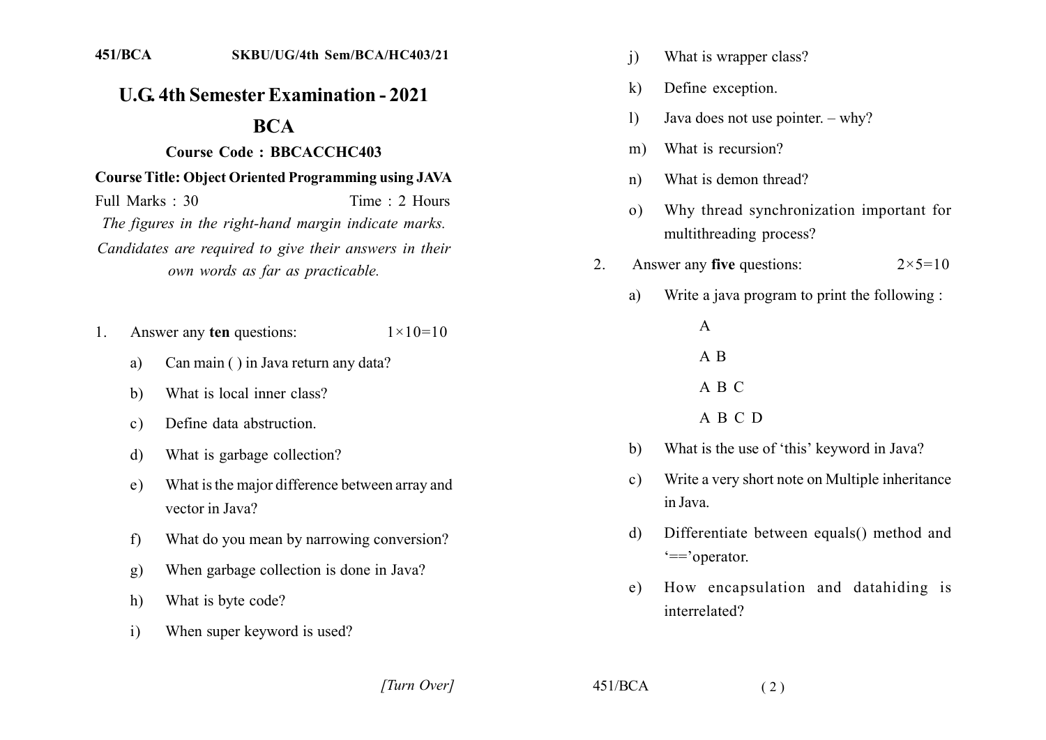451/BCA SKBU/UG/4th Sem/BCA/HC403/21

# U.G. 4th Semester Examination - 2021

## BCA

### Course Code : BBCACCHC403

**Course Title: Object Oriented Programming using JAVA**

Full Marks : 30 Time : 2 Hours

*The figures in the right-hand margin indicate marks.*

*Candidates are required to give their answers in their own words as far as practicable.*

1. Answer any **ten** questions: $1 \times 10 = 10$

   a) Can main ( ) in Java return any data?

   b) What is local inner class?

   c) Define data abstruction.

   d) What is garbage collection?

   e) What is the major difference between array and vector in Java?

   f) What do you mean by narrowing conversion?

   g) When garbage collection is done in Java?

   h) What is byte code?

   i) When super keyword is used?

   j) What is wrapper class?

   k) Define exception.

   l) Java does not use pointer. – why?

   m) What is recursion?

   n) What is demon thread?

   o) Why thread synchronization important for multithreading process?

2. Answer any **five** questions: $2 \times 5 = 10$

   a) Write a java program to print the following :

      A

      A B

      A B C

      A B C D

   b) What is the use of 'this' keyword in Java?

   c) Write a very short note on Multiple inheritance in Java.

   d) Differentiate between equals() method and '=='operator.

   e) How encapsulation and datahiding is interrelated?

[Turn Over]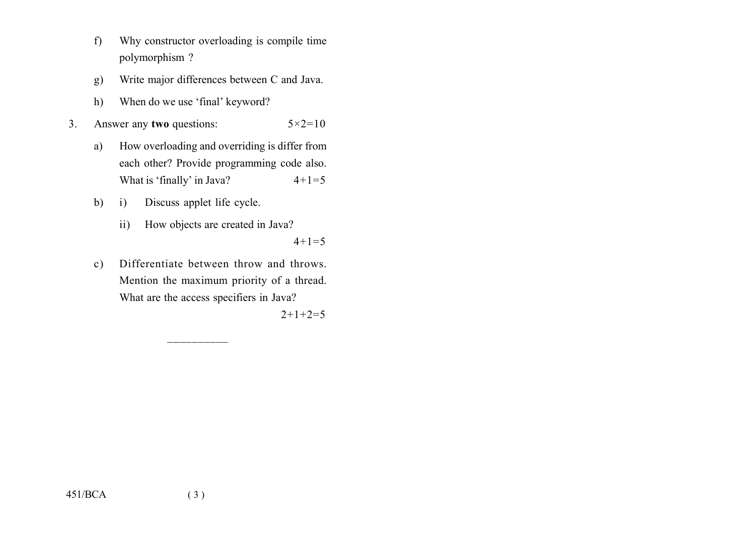f) Why constructor overloading is compile time polymorphism ?

g) Write major differences between C and Java.

h) When do we use 'final' keyword?

3. Answer any **two** questions: 5×2=10

a) How overloading and overriding is differ from each other? Provide programming code also. What is 'finally' in Java? 4+1=5

b) i) Discuss applet life cycle.

ii) How objects are created in Java?

4+1=5

c) Differentiate between throw and throws. Mention the maximum priority of a thread. What are the access specifiers in Java?

2+1+2=5

\_\_\_\_\_\_\_\_\_\_